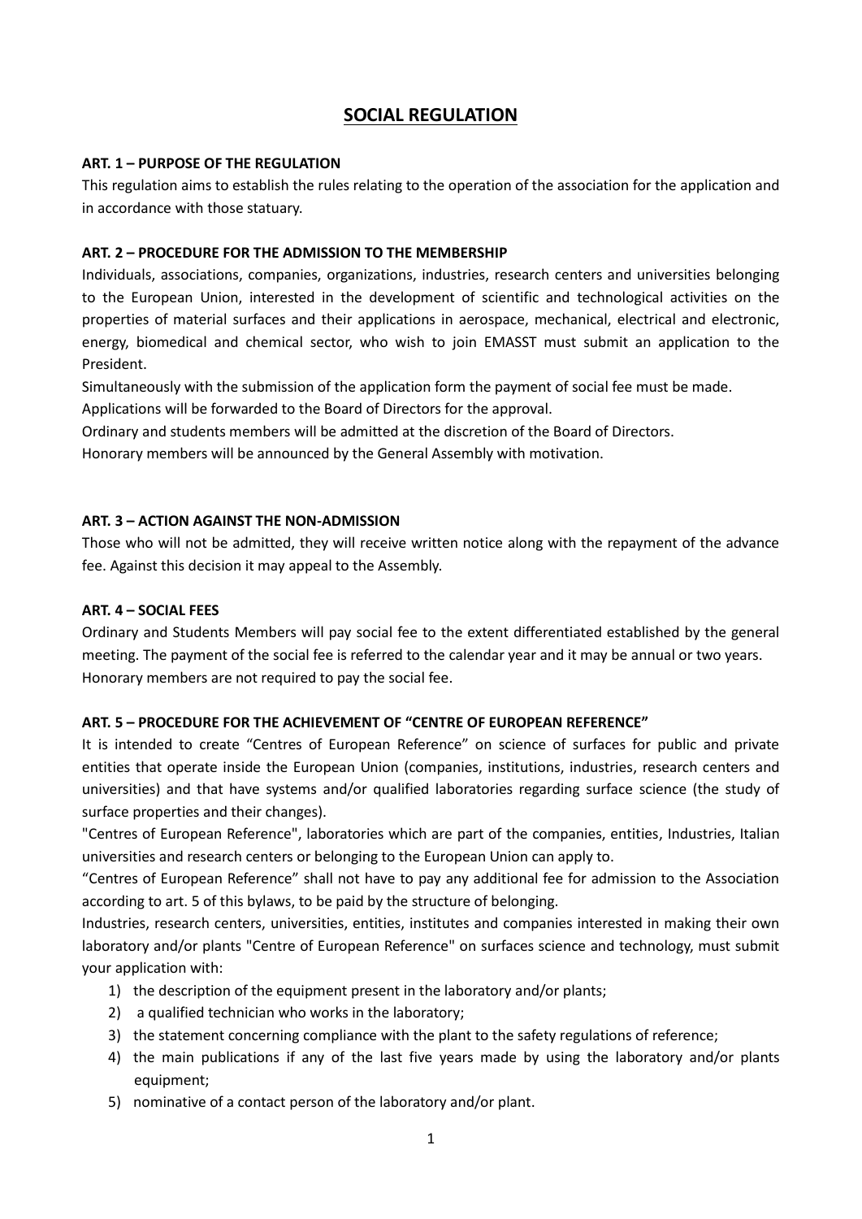# SOCIAL REGULATION

**ART. 1 – PURPOSE OF THE REGULATION**

This regulation aims to establish the rules relating to the operation of the association for the application and in accordance with those statuary.

**ART. 2 – PROCEDURE FOR THE ADMISSION TO THE MEMBERSHIP**

Individuals, associations, companies, organizations, industries, research centers and universities belonging to the European Union, interested in the development of scientific and technological activities on the properties of material surfaces and their applications in aerospace, mechanical, electrical and electronic, energy, biomedical and chemical sector, who wish to join EMASST must submit an application to the President.

Simultaneously with the submission of the application form the payment of social fee must be made.

Applications will be forwarded to the Board of Directors for the approval.

Ordinary and students members will be admitted at the discretion of the Board of Directors.

Honorary members will be announced by the General Assembly with motivation.

**ART. 3 – ACTION AGAINST THE NON-ADMISSION**

Those who will not be admitted, they will receive written notice along with the repayment of the advance fee. Against this decision it may appeal to the Assembly.

**ART. 4 – SOCIAL FEES**

Ordinary and Students Members will pay social fee to the extent differentiated established by the general meeting. The payment of the social fee is referred to the calendar year and it may be annual or two years.

Honorary members are not required to pay the social fee.

**ART. 5 – PROCEDURE FOR THE ACHIEVEMENT OF "CENTRE OF EUROPEAN REFERENCE"**

It is intended to create "Centres of European Reference" on science of surfaces for public and private entities that operate inside the European Union (companies, institutions, industries, research centers and universities) and that have systems and/or qualified laboratories regarding surface science (the study of surface properties and their changes).

"Centres of European Reference", laboratories which are part of the companies, entities, Industries, Italian universities and research centers or belonging to the European Union can apply to.

"Centres of European Reference" shall not have to pay any additional fee for admission to the Association according to art. 5 of this bylaws, to be paid by the structure of belonging.

Industries, research centers, universities, entities, institutes and companies interested in making their own laboratory and/or plants "Centre of European Reference" on surfaces science and technology, must submit your application with:

1) the description of the equipment present in the laboratory and/or plants;
2) a qualified technician who works in the laboratory;
3) the statement concerning compliance with the plant to the safety regulations of reference;
4) the main publications if any of the last five years made by using the laboratory and/or plants equipment;
5) nominative of a contact person of the laboratory and/or plant.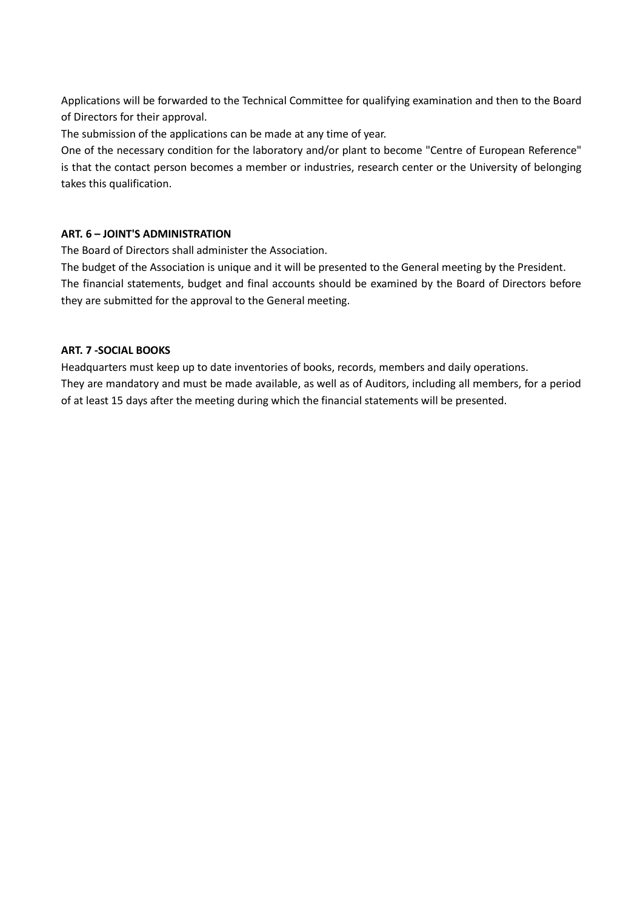Applications will be forwarded to the Technical Committee for qualifying examination and then to the Board of Directors for their approval.

The submission of the applications can be made at any time of year.

One of the necessary condition for the laboratory and/or plant to become "Centre of European Reference" is that the contact person becomes a member or industries, research center or the University of belonging takes this qualification.

**ART. 6 – JOINT'S ADMINISTRATION**

The Board of Directors shall administer the Association.

The budget of the Association is unique and it will be presented to the General meeting by the President.

The financial statements, budget and final accounts should be examined by the Board of Directors before they are submitted for the approval to the General meeting.

**ART. 7 -SOCIAL BOOKS**

Headquarters must keep up to date inventories of books, records, members and daily operations.

They are mandatory and must be made available, as well as of Auditors, including all members, for a period of at least 15 days after the meeting during which the financial statements will be presented.